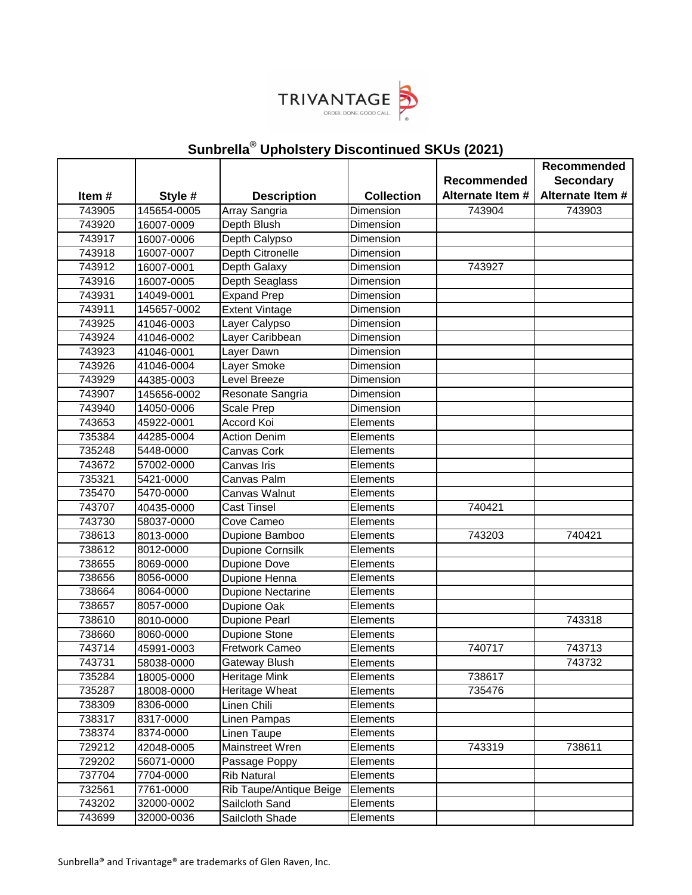TRIVANTAGE

ORDER. DONE. GOOD CALL.

# Sunbrella® Upholstery Discontinued SKUs (2021)

| Item # | Style # | Description | Collection | Recommended Alternate Item # | Recommended Secondary Alternate Item # |
|---|---|---|---|---|---|
| 743905 | 145654-0005 | Array Sangria | Dimension | 743904 | 743903 |
| 743920 | 16007-0009 | Depth Blush | Dimension | | |
| 743917 | 16007-0006 | Depth Calypso | Dimension | | |
| 743918 | 16007-0007 | Depth Citronelle | Dimension | | |
| 743912 | 16007-0001 | Depth Galaxy | Dimension | 743927 | |
| 743916 | 16007-0005 | Depth Seaglass | Dimension | | |
| 743931 | 14049-0001 | Expand Prep | Dimension | | |
| 743911 | 145657-0002 | Extent Vintage | Dimension | | |
| 743925 | 41046-0003 | Layer Calypso | Dimension | | |
| 743924 | 41046-0002 | Layer Caribbean | Dimension | | |
| 743923 | 41046-0001 | Layer Dawn | Dimension | | |
| 743926 | 41046-0004 | Layer Smoke | Dimension | | |
| 743929 | 44385-0003 | Level Breeze | Dimension | | |
| 743907 | 145656-0002 | Resonate Sangria | Dimension | | |
| 743940 | 14050-0006 | Scale Prep | Dimension | | |
| 743653 | 45922-0001 | Accord Koi | Elements | | |
| 735384 | 44285-0004 | Action Denim | Elements | | |
| 735248 | 5448-0000 | Canvas Cork | Elements | | |
| 743672 | 57002-0000 | Canvas Iris | Elements | | |
| 735321 | 5421-0000 | Canvas Palm | Elements | | |
| 735470 | 5470-0000 | Canvas Walnut | Elements | | |
| 743707 | 40435-0000 | Cast Tinsel | Elements | 740421 | |
| 743730 | 58037-0000 | Cove Cameo | Elements | | |
| 738613 | 8013-0000 | Dupione Bamboo | Elements | 743203 | 740421 |
| 738612 | 8012-0000 | Dupione Cornsilk | Elements | | |
| 738655 | 8069-0000 | Dupione Dove | Elements | | |
| 738656 | 8056-0000 | Dupione Henna | Elements | | |
| 738664 | 8064-0000 | Dupione Nectarine | Elements | | |
| 738657 | 8057-0000 | Dupione Oak | Elements | | |
| 738610 | 8010-0000 | Dupione Pearl | Elements | | 743318 |
| 738660 | 8060-0000 | Dupione Stone | Elements | | |
| 743714 | 45991-0003 | Fretwork Cameo | Elements | 740717 | 743713 |
| 743731 | 58038-0000 | Gateway Blush | Elements | | 743732 |
| 735284 | 18005-0000 | Heritage Mink | Elements | 738617 | |
| 735287 | 18008-0000 | Heritage Wheat | Elements | 735476 | |
| 738309 | 8306-0000 | Linen Chili | Elements | | |
| 738317 | 8317-0000 | Linen Pampas | Elements | | |
| 738374 | 8374-0000 | Linen Taupe | Elements | | |
| 729212 | 42048-0005 | Mainstreet Wren | Elements | 743319 | 738611 |
| 729202 | 56071-0000 | Passage Poppy | Elements | | |
| 737704 | 7704-0000 | Rib Natural | Elements | | |
| 732561 | 7761-0000 | Rib Taupe/Antique Beige | Elements | | |
| 743202 | 32000-0002 | Sailcloth Sand | Elements | | |
| 743699 | 32000-0036 | Sailcloth Shade | Elements | | |

Sunbrella® and Trivantage® are trademarks of Glen Raven, Inc.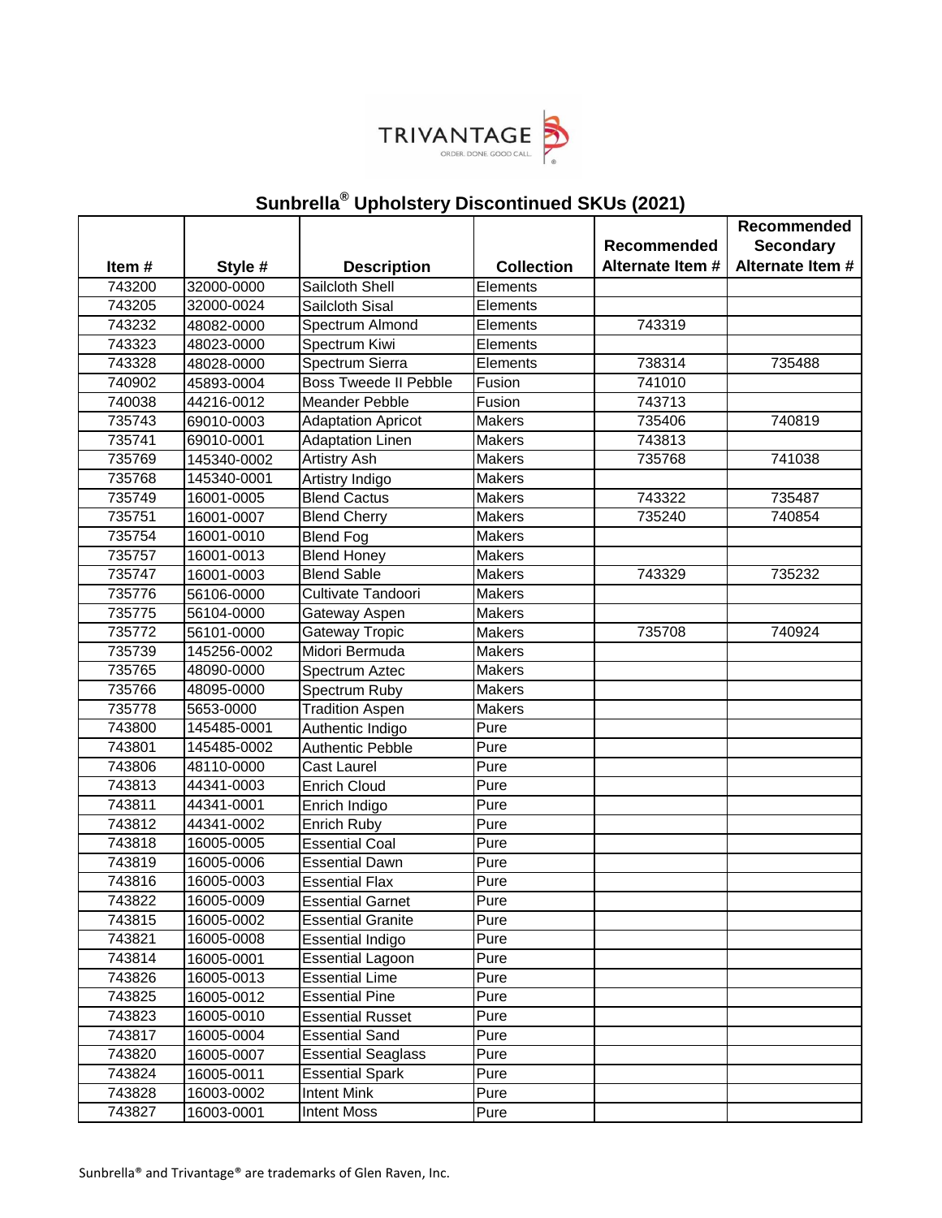# Sunbrella® Upholstery Discontinued SKUs (2021)

| Item # | Style # | Description | Collection | Recommended Alternate Item # | Recommended Secondary Alternate Item # |
|---|---|---|---|---|---|
| 743200 | 32000-0000 | Sailcloth Shell | Elements | | |
| 743205 | 32000-0024 | Sailcloth Sisal | Elements | | |
| 743232 | 48082-0000 | Spectrum Almond | Elements | 743319 | |
| 743323 | 48023-0000 | Spectrum Kiwi | Elements | | |
| 743328 | 48028-0000 | Spectrum Sierra | Elements | 738314 | 735488 |
| 740902 | 45893-0004 | Boss Tweede II Pebble | Fusion | 741010 | |
| 740038 | 44216-0012 | Meander Pebble | Fusion | 743713 | |
| 735743 | 69010-0003 | Adaptation Apricot | Makers | 735406 | 740819 |
| 735741 | 69010-0001 | Adaptation Linen | Makers | 743813 | |
| 735769 | 145340-0002 | Artistry Ash | Makers | 735768 | 741038 |
| 735768 | 145340-0001 | Artistry Indigo | Makers | | |
| 735749 | 16001-0005 | Blend Cactus | Makers | 743322 | 735487 |
| 735751 | 16001-0007 | Blend Cherry | Makers | 735240 | 740854 |
| 735754 | 16001-0010 | Blend Fog | Makers | | |
| 735757 | 16001-0013 | Blend Honey | Makers | | |
| 735747 | 16001-0003 | Blend Sable | Makers | 743329 | 735232 |
| 735776 | 56106-0000 | Cultivate Tandoori | Makers | | |
| 735775 | 56104-0000 | Gateway Aspen | Makers | | |
| 735772 | 56101-0000 | Gateway Tropic | Makers | 735708 | 740924 |
| 735739 | 145256-0002 | Midori Bermuda | Makers | | |
| 735765 | 48090-0000 | Spectrum Aztec | Makers | | |
| 735766 | 48095-0000 | Spectrum Ruby | Makers | | |
| 735778 | 5653-0000 | Tradition Aspen | Makers | | |
| 743800 | 145485-0001 | Authentic Indigo | Pure | | |
| 743801 | 145485-0002 | Authentic Pebble | Pure | | |
| 743806 | 48110-0000 | Cast Laurel | Pure | | |
| 743813 | 44341-0003 | Enrich Cloud | Pure | | |
| 743811 | 44341-0001 | Enrich Indigo | Pure | | |
| 743812 | 44341-0002 | Enrich Ruby | Pure | | |
| 743818 | 16005-0005 | Essential Coal | Pure | | |
| 743819 | 16005-0006 | Essential Dawn | Pure | | |
| 743816 | 16005-0003 | Essential Flax | Pure | | |
| 743822 | 16005-0009 | Essential Garnet | Pure | | |
| 743815 | 16005-0002 | Essential Granite | Pure | | |
| 743821 | 16005-0008 | Essential Indigo | Pure | | |
| 743814 | 16005-0001 | Essential Lagoon | Pure | | |
| 743826 | 16005-0013 | Essential Lime | Pure | | |
| 743825 | 16005-0012 | Essential Pine | Pure | | |
| 743823 | 16005-0010 | Essential Russet | Pure | | |
| 743817 | 16005-0004 | Essential Sand | Pure | | |
| 743820 | 16005-0007 | Essential Seaglass | Pure | | |
| 743824 | 16005-0011 | Essential Spark | Pure | | |
| 743828 | 16003-0002 | Intent Mink | Pure | | |
| 743827 | 16003-0001 | Intent Moss | Pure | | |

Sunbrella® and Trivantage® are trademarks of Glen Raven, Inc.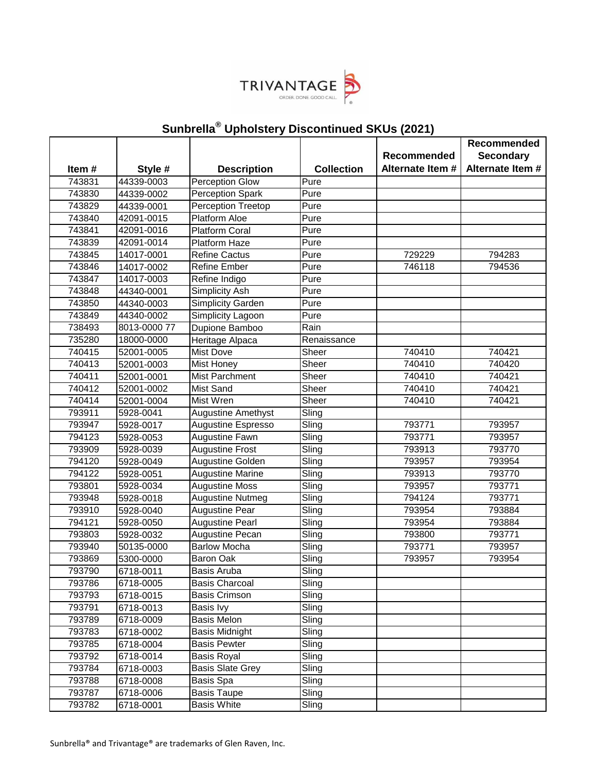TRIVANTAGE
ORDER. DONE. GOOD CALL.

## Sunbrella® Upholstery Discontinued SKUs (2021)

| Item # | Style # | Description | Collection | Recommended Alternate Item # | Recommended Secondary Alternate Item # |
|---|---|---|---|---|---|
| 743831 | 44339-0003 | Perception Glow | Pure | | |
| 743830 | 44339-0002 | Perception Spark | Pure | | |
| 743829 | 44339-0001 | Perception Treetop | Pure | | |
| 743840 | 42091-0015 | Platform Aloe | Pure | | |
| 743841 | 42091-0016 | Platform Coral | Pure | | |
| 743839 | 42091-0014 | Platform Haze | Pure | | |
| 743845 | 14017-0001 | Refine Cactus | Pure | 729229 | 794283 |
| 743846 | 14017-0002 | Refine Ember | Pure | 746118 | 794536 |
| 743847 | 14017-0003 | Refine Indigo | Pure | | |
| 743848 | 44340-0001 | Simplicity Ash | Pure | | |
| 743850 | 44340-0003 | Simplicity Garden | Pure | | |
| 743849 | 44340-0002 | Simplicity Lagoon | Pure | | |
| 738493 | 8013-0000 77 | Dupione Bamboo | Rain | | |
| 735280 | 18000-0000 | Heritage Alpaca | Renaissance | | |
| 740415 | 52001-0005 | Mist Dove | Sheer | 740410 | 740421 |
| 740413 | 52001-0003 | Mist Honey | Sheer | 740410 | 740420 |
| 740411 | 52001-0001 | Mist Parchment | Sheer | 740410 | 740421 |
| 740412 | 52001-0002 | Mist Sand | Sheer | 740410 | 740421 |
| 740414 | 52001-0004 | Mist Wren | Sheer | 740410 | 740421 |
| 793911 | 5928-0041 | Augustine Amethyst | Sling | | |
| 793947 | 5928-0017 | Augustine Espresso | Sling | 793771 | 793957 |
| 794123 | 5928-0053 | Augustine Fawn | Sling | 793771 | 793957 |
| 793909 | 5928-0039 | Augustine Frost | Sling | 793913 | 793770 |
| 794120 | 5928-0049 | Augustine Golden | Sling | 793957 | 793954 |
| 794122 | 5928-0051 | Augustine Marine | Sling | 793913 | 793770 |
| 793801 | 5928-0034 | Augustine Moss | Sling | 793957 | 793771 |
| 793948 | 5928-0018 | Augustine Nutmeg | Sling | 794124 | 793771 |
| 793910 | 5928-0040 | Augustine Pear | Sling | 793954 | 793884 |
| 794121 | 5928-0050 | Augustine Pearl | Sling | 793954 | 793884 |
| 793803 | 5928-0032 | Augustine Pecan | Sling | 793800 | 793771 |
| 793940 | 50135-0000 | Barlow Mocha | Sling | 793771 | 793957 |
| 793869 | 5300-0000 | Baron Oak | Sling | 793957 | 793954 |
| 793790 | 6718-0011 | Basis Aruba | Sling | | |
| 793786 | 6718-0005 | Basis Charcoal | Sling | | |
| 793793 | 6718-0015 | Basis Crimson | Sling | | |
| 793791 | 6718-0013 | Basis Ivy | Sling | | |
| 793789 | 6718-0009 | Basis Melon | Sling | | |
| 793783 | 6718-0002 | Basis Midnight | Sling | | |
| 793785 | 6718-0004 | Basis Pewter | Sling | | |
| 793792 | 6718-0014 | Basis Royal | Sling | | |
| 793784 | 6718-0003 | Basis Slate Grey | Sling | | |
| 793788 | 6718-0008 | Basis Spa | Sling | | |
| 793787 | 6718-0006 | Basis Taupe | Sling | | |
| 793782 | 6718-0001 | Basis White | Sling | | |

Sunbrella® and Trivantage® are trademarks of Glen Raven, Inc.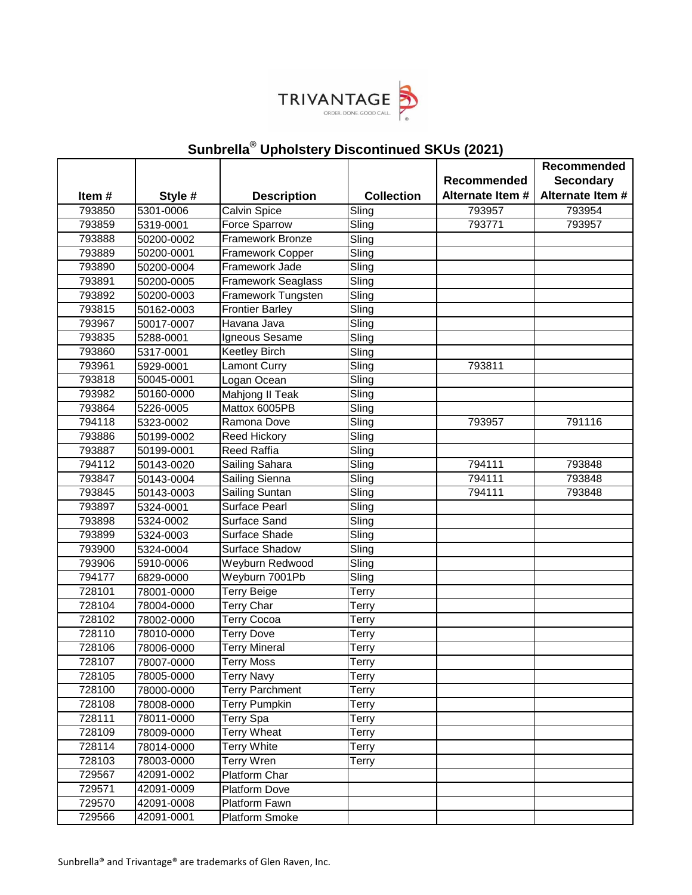TRIVANTAGE

ORDER. DONE. GOOD CALL.

## Sunbrella® Upholstery Discontinued SKUs (2021)

| Item # | Style # | Description | Collection | Recommended Alternate Item # | Recommended Secondary Alternate Item # |
|---|---|---|---|---|---|
| 793850 | 5301-0006 | Calvin Spice | Sling | 793957 | 793954 |
| 793859 | 5319-0001 | Force Sparrow | Sling | 793771 | 793957 |
| 793888 | 50200-0002 | Framework Bronze | Sling | | |
| 793889 | 50200-0001 | Framework Copper | Sling | | |
| 793890 | 50200-0004 | Framework Jade | Sling | | |
| 793891 | 50200-0005 | Framework Seaglass | Sling | | |
| 793892 | 50200-0003 | Framework Tungsten | Sling | | |
| 793815 | 50162-0003 | Frontier Barley | Sling | | |
| 793967 | 50017-0007 | Havana Java | Sling | | |
| 793835 | 5288-0001 | Igneous Sesame | Sling | | |
| 793860 | 5317-0001 | Keetley Birch | Sling | | |
| 793961 | 5929-0001 | Lamont Curry | Sling | 793811 | |
| 793818 | 50045-0001 | Logan Ocean | Sling | | |
| 793982 | 50160-0000 | Mahjong II Teak | Sling | | |
| 793864 | 5226-0005 | Mattox 6005PB | Sling | | |
| 794118 | 5323-0002 | Ramona Dove | Sling | 793957 | 791116 |
| 793886 | 50199-0002 | Reed Hickory | Sling | | |
| 793887 | 50199-0001 | Reed Raffia | Sling | | |
| 794112 | 50143-0020 | Sailing Sahara | Sling | 794111 | 793848 |
| 793847 | 50143-0004 | Sailing Sienna | Sling | 794111 | 793848 |
| 793845 | 50143-0003 | Sailing Suntan | Sling | 794111 | 793848 |
| 793897 | 5324-0001 | Surface Pearl | Sling | | |
| 793898 | 5324-0002 | Surface Sand | Sling | | |
| 793899 | 5324-0003 | Surface Shade | Sling | | |
| 793900 | 5324-0004 | Surface Shadow | Sling | | |
| 793906 | 5910-0006 | Weyburn Redwood | Sling | | |
| 794177 | 6829-0000 | Weyburn 7001Pb | Sling | | |
| 728101 | 78001-0000 | Terry Beige | Terry | | |
| 728104 | 78004-0000 | Terry Char | Terry | | |
| 728102 | 78002-0000 | Terry Cocoa | Terry | | |
| 728110 | 78010-0000 | Terry Dove | Terry | | |
| 728106 | 78006-0000 | Terry Mineral | Terry | | |
| 728107 | 78007-0000 | Terry Moss | Terry | | |
| 728105 | 78005-0000 | Terry Navy | Terry | | |
| 728100 | 78000-0000 | Terry Parchment | Terry | | |
| 728108 | 78008-0000 | Terry Pumpkin | Terry | | |
| 728111 | 78011-0000 | Terry Spa | Terry | | |
| 728109 | 78009-0000 | Terry Wheat | Terry | | |
| 728114 | 78014-0000 | Terry White | Terry | | |
| 728103 | 78003-0000 | Terry Wren | Terry | | |
| 729567 | 42091-0002 | Platform Char | | | |
| 729571 | 42091-0009 | Platform Dove | | | |
| 729570 | 42091-0008 | Platform Fawn | | | |
| 729566 | 42091-0001 | Platform Smoke | | | |

Sunbrella® and Trivantage® are trademarks of Glen Raven, Inc.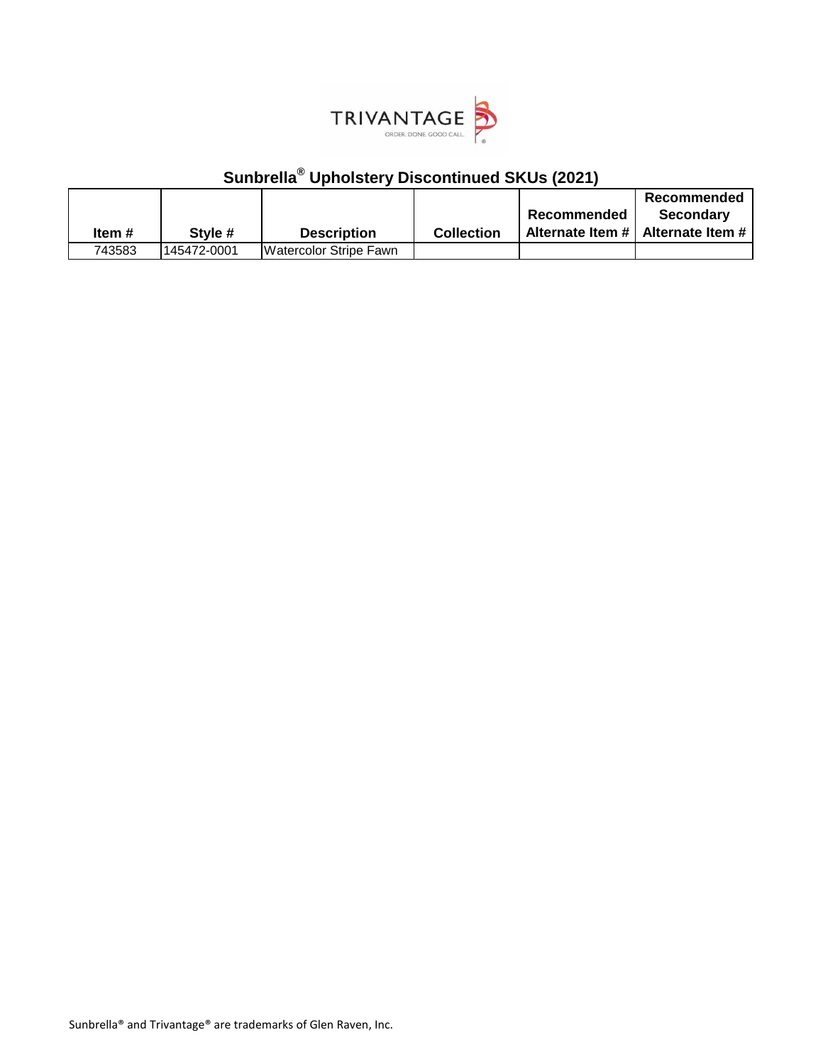TRIVANTAGE
ORDER. DONE. GOOD CALL.

# Sunbrella® Upholstery Discontinued SKUs (2021)

| Item # | Style # | Description | Collection | Recommended Alternate Item # | Recommended Secondary Alternate Item # |
|---|---|---|---|---|---|
| 743583 | 145472-0001 | Watercolor Stripe Fawn | | | |

Sunbrella® and Trivantage® are trademarks of Glen Raven, Inc.